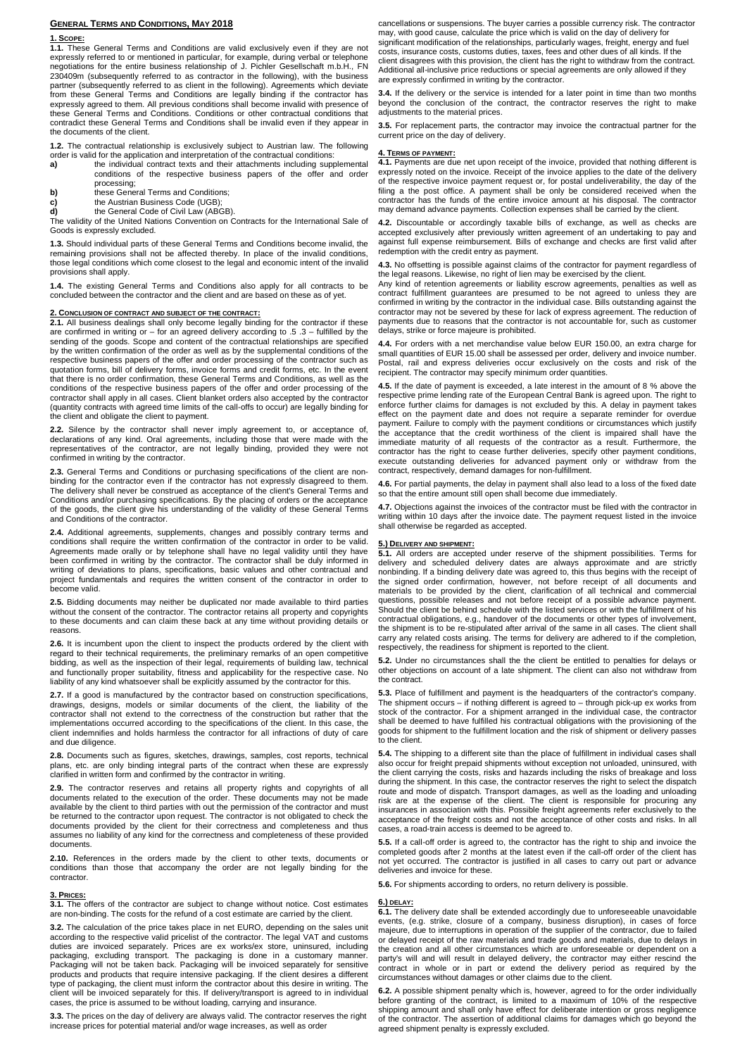## GENERAL TERMS AND CONDITIONS, MAY 2018

### 1. SCOPE:

**1.1.** These General Terms and Conditions are valid exclusively even if they are not expressly referred to or mentioned in particular, for example, during verbal or telephone negotiations for the entire business relationship of J. Pichler Gesellschaft m.b.H., FN 230409m (subsequently referred to as contractor in the following), with the business partner (subsequently referred to as client in the following). Agreements which deviate from these General Terms and Conditions are legally binding if the contractor has expressly agreed to them. All previous conditions shall become invalid with presence of these General Terms and Conditions. Conditions or other contractual conditions that contradict these General Terms and Conditions shall be invalid even if they appear in the documents of the client.

**1.2.** The contractual relationship is exclusively subject to Austrian law. The following order is valid for the application and interpretation of the contractual conditions:

- **a)** the individual contract texts and their attachments including supplemental conditions of the respective business papers of the offer and order processing;
- **b)** these General Terms and Conditions;
- **c)** the Austrian Business Code (UGB);
- **d)** the General Code of Civil Law (ABGB).

The validity of the United Nations Convention on Contracts for the International Sale of Goods is expressly excluded.

**1.3.** Should individual parts of these General Terms and Conditions become invalid, the remaining provisions shall not be affected thereby. In place of the invalid conditions, those legal conditions which come closest to the legal and economic intent of the invalid provisions shall apply.

**1.4.** The existing General Terms and Conditions also apply for all contracts to be concluded between the contractor and the client and are based on these as of yet.

### 2. CONCLUSION OF CONTRACT AND SUBJECT OF THE CONTRACT:

**2.1.** All business dealings shall only become legally binding for the contractor if these are confirmed in writing or – for an agreed delivery according to .5 .3 – fulfilled by the sending of the goods. Scope and content of the contractual relationships are specified by the written confirmation of the order as well as by the supplemental conditions of the respective business papers of the offer and order processing of the contractor such as quotation forms, bill of delivery forms, invoice forms and credit forms, etc. In the event that there is no order confirmation, these General Terms and Conditions, as well as the conditions of the respective business papers of the offer and order processing of the contractor shall apply in all cases. Client blanket orders also accepted by the contractor (quantity contracts with agreed time limits of the call-offs to occur) are legally binding for the client and obligate the client to payment.

**2.2.** Silence by the contractor shall never imply agreement to, or acceptance of, declarations of any kind. Oral agreements, including those that were made with the representatives of the contractor, are not legally binding, provided they were not confirmed in writing by the contractor.

**2.3.** General Terms and Conditions or purchasing specifications of the client are non-binding for the contractor even if the contractor has not expressly disagreed to them. The delivery shall never be construed as acceptance of the client's General Terms and Conditions and/or purchasing specifications. By the placing of orders or the acceptance of the goods, the client give his understanding of the validity of these General Terms and Conditions of the contractor.

**2.4.** Additional agreements, supplements, changes and possibly contrary terms and conditions shall require the written confirmation of the contractor in order to be valid. Agreements made orally or by telephone shall have no legal validity until they have been confirmed in writing by the contractor. The contractor shall be duly informed in writing of deviations to plans, specifications, basic values and other contractual and project fundamentals and requires the written consent of the contractor in order to become valid.

**2.5.** Bidding documents may neither be duplicated nor made available to third parties without the consent of the contractor. The contractor retains all property and copyrights to these documents and can claim these back at any time without providing details or reasons.

**2.6.** It is incumbent upon the client to inspect the products ordered by the client with regard to their technical requirements, the preliminary remarks of an open competitive bidding, as well as the inspection of their legal, requirements of building law, technical and functionally proper suitability, fitness and applicability for the respective case. No liability of any kind whatsoever shall be explicitly assumed by the contractor for this.

**2.7.** If a good is manufactured by the contractor based on construction specifications, drawings, designs, models or similar documents of the client, the liability of the contractor shall not extend to the correctness of the construction but rather that the implementations occurred according to the specifications of the client. In this case, the client indemnifies and holds harmless the contractor for all infractions of duty of care and due diligence.

**2.8.** Documents such as figures, sketches, drawings, samples, cost reports, technical plans, etc. are only binding integral parts of the contract when these are expressly clarified in written form and confirmed by the contractor in writing.

**2.9.** The contractor reserves and retains all property rights and copyrights of all documents related to the execution of the order. These documents may not be made available by the client to third parties with out the permission of the contractor and must be returned to the contractor upon request. The contractor is not obligated to check the documents provided by the client for their correctness and completeness and thus assumes no liability of any kind for the correctness and completeness of these provided documents.

**2.10.** References in the orders made by the client to other texts, documents or conditions than those that accompany the order are not legally binding for the contractor.

### 3. PRICES:

**3.1.** The offers of the contractor are subject to change without notice. Cost estimates are non-binding. The costs for the refund of a cost estimate are carried by the client.

**3.2.** The calculation of the price takes place in net EURO, depending on the sales unit according to the respective valid pricelist of the contractor. The legal VAT and customs duties are invoiced separately. Prices are ex works/ex store, uninsured, including packaging, excluding transport. The packaging is done in a customary manner. Packaging will not be taken back. Packaging will be invoiced separately for sensitive products and products that require intensive packaging. If the client desires a different type of packaging, the client must inform the contractor about this desire in writing. The client will be invoiced separately for this. If delivery/transport is agreed to in individual cases, the price is assumed to be without loading, carrying and insurance.

**3.3.** The prices on the day of delivery are always valid. The contractor reserves the right increase prices for potential material and/or wage increases, as well as order cancellations or suspensions. The buyer carries a possible currency risk. The contractor may, with good cause, calculate the price which is valid on the day of delivery for significant modification of the relationships, particularly wages, freight, energy and fuel costs, insurance costs, customs duties, taxes, fees and other dues of all kinds. If the client disagrees with this provision, the client has the right to withdraw from the contract. Additional all-inclusive price reductions or special agreements are only allowed if they are expressly confirmed in writing by the contractor.

**3.4.** If the delivery or the service is intended for a later point in time than two months beyond the conclusion of the contract, the contractor reserves the right to make adjustments to the material prices.

**3.5.** For replacement parts, the contractor may invoice the contractual partner for the current price on the day of delivery.

### 4. TERMS OF PAYMENT:

**4.1.** Payments are due net upon receipt of the invoice, provided that nothing different is expressly noted on the invoice. Receipt of the invoice applies to the date of the delivery of the respective invoice payment request or, for postal undeliverability, the day of the filing a the post office. A payment shall be only be considered received when the contractor has the funds of the entire invoice amount at his disposal. The contractor may demand advance payments. Collection expenses shall be carried by the client.

**4.2.** Discountable or accordingly taxable bills of exchange, as well as checks are accepted exclusively after previously written agreement of an undertaking to pay and against full expense reimbursement. Bills of exchange and checks are first valid after redemption with the credit entry as payment.

**4.3.** No offsetting is possible against claims of the contractor for payment regardless of the legal reasons. Likewise, no right of lien may be exercised by the client.

Any kind of retention agreements or liability escrow agreements, penalties as well as contract fulfillment guarantees are presumed to be not agreed to unless they are confirmed in writing by the contractor in the individual case. Bills outstanding against the contractor may not be severed by these for lack of express agreement. The reduction of payments due to reasons that the contractor is not accountable for, such as customer delays, strike or force majeure is prohibited.

**4.4.** For orders with a net merchandise value below EUR 150.00, an extra charge for small quantities of EUR 15.00 shall be assessed per order, delivery and invoice number. Postal, rail and express deliveries occur exclusively on the costs and risk of the recipient. The contractor may specify minimum order quantities.

**4.5.** If the date of payment is exceeded, a late interest in the amount of 8 % above the respective prime lending rate of the European Central Bank is agreed upon. The right to enforce further claims for damages is not excluded by this. A delay in payment takes effect on the payment date and does not require a separate reminder for overdue payment. Failure to comply with the payment conditions or circumstances which justify the acceptance that the credit worthiness of the client is impaired shall have the immediate maturity of all requests of the contractor as a result. Furthermore, the contractor has the right to cease further deliveries, specify other payment conditions, execute outstanding deliveries for advanced payment only or withdraw from the contract, respectively, demand damages for non-fulfillment.

**4.6.** For partial payments, the delay in payment shall also lead to a loss of the fixed date so that the entire amount still open shall become due immediately.

**4.7.** Objections against the invoices of the contractor must be filed with the contractor in writing within 10 days after the invoice date. The payment request listed in the invoice shall otherwise be regarded as accepted.

### 5.) DELIVERY AND SHIPMENT:

**5.1.** All orders are accepted under reserve of the shipment possibilities. Terms for delivery and scheduled delivery dates are always approximate and are strictly nonbinding. If a binding delivery date was agreed to, this thus begins with the receipt of the signed order confirmation, however, not before receipt of all documents and materials to be provided by the client, clarification of all technical and commercial questions, possible releases and not before receipt of a possible advance payment. Should the client be behind schedule with the listed services or with the fulfillment of his contractual obligations, e.g., handover of the documents or other types of involvement, the shipment is to be re-stipulated after arrival of the same in all cases. The client shall carry any related costs arising. The terms for delivery are adhered to if the completion, respectively, the readiness for shipment is reported to the client.

**5.2.** Under no circumstances shall the the client be entitled to penalties for delays or other objections on account of a late shipment. The client can also not withdraw from the contract.

**5.3.** Place of fulfillment and payment is the headquarters of the contractor's company. The shipment occurs – if nothing different is agreed to – through pick-up ex works from stock of the contractor. For a shipment arranged in the individual case, the contractor shall be deemed to have fulfilled his contractual obligations with the provisioning of the goods for shipment to the fulfillment location and the risk of shipment or delivery passes to the client.

**5.4.** The shipping to a different site than the place of fulfillment in individual cases shall also occur for freight prepaid shipments without exception not unloaded, uninsured, with the client carrying the costs, risks and hazards including the risks of breakage and loss during the shipment. In this case, the contractor reserves the right to select the dispatch route and mode of dispatch. Transport damages, as well as the loading and unloading risk are at the expense of the client. The client is responsible for procuring any insurances in association with this. Possible freight agreements refer exclusively to the acceptance of the freight costs and not the acceptance of other costs and risks. In all cases, a road-train access is deemed to be agreed to.

**5.5.** If a call-off order is agreed to, the contractor has the right to ship and invoice the completed goods after 2 months at the latest even if the call-off order of the client has not yet occurred. The contractor is justified in all cases to carry out part or advance deliveries and invoice for these.

**5.6.** For shipments according to orders, no return delivery is possible.

### 6.) DELAY:

**6.1.** The delivery date shall be extended accordingly due to unforeseeable unavoidable events, (e.g. strike, closure of a company, business disruption), in cases of force majeure, due to interruptions in operation of the supplier of the contractor, due to failed or delayed receipt of the raw materials and trade goods and materials, due to delays in the creation and all other circumstances which are unforeseeable or dependent on a party's will and will result in delayed delivery, the contractor may either rescind the contract in whole or in part or extend the delivery period as required by the circumstances without damages or other claims due to the client.

**6.2.** A possible shipment penalty which is, however, agreed to for the order individually before granting of the contract, is limited to a maximum of 10% of the respective shipping amount and shall only have effect for deliberate intention or gross negligence of the contractor. The assertion of additional claims for damages which go beyond the agreed shipment penalty is expressly excluded.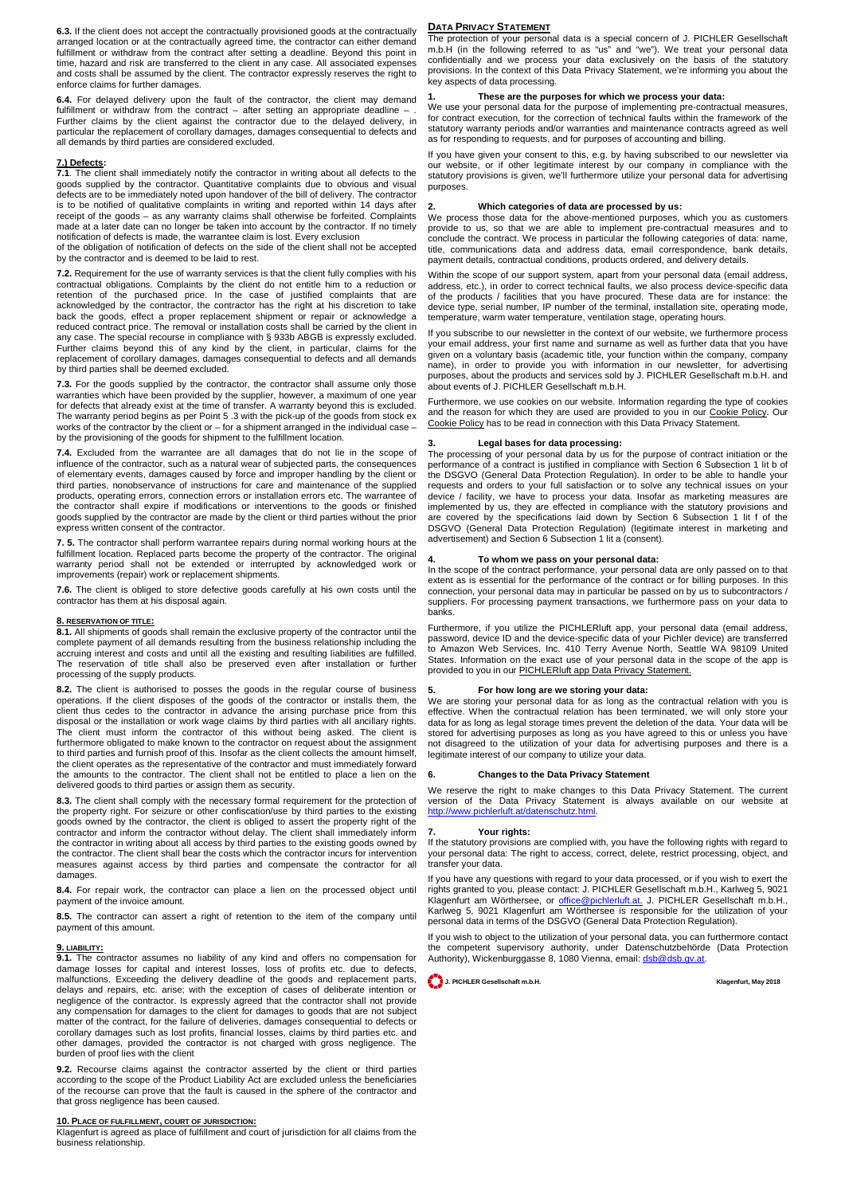**6.3.** If the client does not accept the contractually provisioned goods at the contractually arranged location or at the contractually agreed time, the contractor can either demand fulfillment or withdraw from the contract after setting a deadline. Beyond this point in time, hazard and risk are transferred to the client in any case. All associated expenses and costs shall be assumed by the client. The contractor expressly reserves the right to enforce claims for further damages.

**6.4.** For delayed delivery upon the fault of the contractor, the client may demand fulfillment or withdraw from the contract – after setting an appropriate deadline – . Further claims by the client against the contractor due to the delayed delivery, in particular the replacement of corollary damages, damages consequential to defects and all demands by third parties are considered excluded.

## 7.) Defects:

**7.1**. The client shall immediately notify the contractor in writing about all defects to the goods supplied by the contractor. Quantitative complaints due to obvious and visual defects are to be immediately noted upon handover of the bill of delivery. The contractor is to be notified of qualitative complaints in writing and reported within 14 days after receipt of the goods – as any warranty claims shall otherwise be forfeited. Complaints made at a later date can no longer be taken into account by the contractor. If no timely notification of defects is made, the warrantee claim is lost. Every exclusion of the obligation of notification of defects on the side of the client shall not be accepted by the contractor and is deemed to be laid to rest.

**7.2.** Requirement for the use of warranty services is that the client fully complies with his contractual obligations. Complaints by the client do not entitle him to a reduction or retention of the purchased price. In the case of justified complaints that are acknowledged by the contractor, the contractor has the right at his discretion to take back the goods, effect a proper replacement shipment or repair or acknowledge a reduced contract price. The removal or installation costs shall be carried by the client in any case. The special recourse in compliance with § 933b ABGB is expressly excluded. Further claims beyond this of any kind by the client, in particular, claims for the replacement of corollary damages, damages consequential to defects and all demands by third parties shall be deemed excluded.

**7.3.** For the goods supplied by the contractor, the contractor shall assume only those warranties which have been provided by the supplier, however, a maximum of one year for defects that already exist at the time of transfer. A warranty beyond this is excluded. The warranty period begins as per Point 5 .3 with the pick-up of the goods from stock ex works of the contractor by the client or – for a shipment arranged in the individual case – by the provisioning of the goods for shipment to the fulfillment location.

**7.4.** Excluded from the warrantee are all damages that do not lie in the scope of influence of the contractor, such as a natural wear of subjected parts, the consequences of elementary events, damages caused by force and improper handling by the client or third parties, nonobservance of instructions for care and maintenance of the supplied products, operating errors, connection errors or installation errors etc. The warrantee of the contractor shall expire if modifications or interventions to the goods or finished goods supplied by the contractor are made by the client or third parties without the prior express written consent of the contractor.

**7. 5.** The contractor shall perform warrantee repairs during normal working hours at the fulfillment location. Replaced parts become the property of the contractor. The original warranty period shall not be extended or interrupted by acknowledged work or improvements (repair) work or replacement shipments.

**7.6.** The client is obliged to store defective goods carefully at his own costs until the contractor has them at his disposal again.

## 8. RESERVATION OF TITLE:

**8.1.** All shipments of goods shall remain the exclusive property of the contractor until the complete payment of all demands resulting from the business relationship including the accruing interest and costs and until all the existing and resulting liabilities are fulfilled. The reservation of title shall also be preserved even after installation or further processing of the supply products.

**8.2.** The client is authorised to posses the goods in the regular course of business operations. If the client disposes of the goods of the contractor or installs them, the client thus cedes to the contractor in advance the arising purchase price from this disposal or the installation or work wage claims by third parties with all ancillary rights. The client must inform the contractor of this without being asked. The client is furthermore obligated to make known to the contractor on request about the assignment to third parties and furnish proof of this. Insofar as the client collects the amount himself, the client operates as the representative of the contractor and must immediately forward the amounts to the contractor. The client shall not be entitled to place a lien on the delivered goods to third parties or assign them as security.

**8.3.** The client shall comply with the necessary formal requirement for the protection of the property right. For seizure or other confiscation/use by third parties to the existing goods owned by the contractor, the client is obliged to assert the property right of the contractor and inform the contractor without delay. The client shall immediately inform the contractor in writing about all access by third parties to the existing goods owned by the contractor. The client shall bear the costs which the contractor incurs for intervention measures against access by third parties and compensate the contractor for all damages.

**8.4.** For repair work, the contractor can place a lien on the processed object until payment of the invoice amount.

**8.5.** The contractor can assert a right of retention to the item of the company until payment of this amount.

## 9. LIABILITY:

**9.1.** The contractor assumes no liability of any kind and offers no compensation for damage losses for capital and interest losses, loss of profits etc. due to defects, malfunctions. Exceeding the delivery deadline of the goods and replacement parts, delays and repairs, etc. arise; with the exception of cases of deliberate intention or negligence of the contractor. Is expressly agreed that the contractor shall not provide any compensation for damages to the client for damages to goods that are not subject matter of the contract, for the failure of deliveries, damages consequential to defects or corollary damages such as lost profits, financial losses, claims by third parties etc. and other damages, provided the contractor is not charged with gross negligence. The burden of proof lies with the client

**9.2.** Recourse claims against the contractor asserted by the client or third parties according to the scope of the Product Liability Act are excluded unless the beneficiaries of the recourse can prove that the fault is caused in the sphere of the contractor and that gross negligence has been caused.

## 10. PLACE OF FULFILLMENT, COURT OF JURISDICTION:

Klagenfurt is agreed as place of fulfillment and court of jurisdiction for all claims from the business relationship.

# DATA PRIVACY STATEMENT

The protection of your personal data is a special concern of J. PICHLER Gesellschaft m.b.H (in the following referred to as "us" and "we"). We treat your personal data confidentially and we process your data exclusively on the basis of the statutory provisions. In the context of this Data Privacy Statement, we're informing you about the key aspects of data processing.

### 1. These are the purposes for which we process your data:

We use your personal data for the purpose of implementing pre-contractual measures, for contract execution, for the correction of technical faults within the framework of the statutory warranty periods and/or warranties and maintenance contracts agreed as well as for responding to requests, and for purposes of accounting and billing.

If you have given your consent to this, e.g. by having subscribed to our newsletter via our website, or if other legitimate interest by our company in compliance with the statutory provisions is given, we'll furthermore utilize your personal data for advertising purposes.

### 2. Which categories of data are processed by us:

We process those data for the above-mentioned purposes, which you as customers provide to us, so that we are able to implement pre-contractual measures and to conclude the contract. We process in particular the following categories of data: name, title, communications data and address data, email correspondence, bank details, payment details, contractual conditions, products ordered, and delivery details.

Within the scope of our support system, apart from your personal data (email address, address, etc.), in order to correct technical faults, we also process device-specific data of the products / facilities that you have procured. These data are for instance: the device type, serial number, IP number of the terminal, installation site, operating mode, temperature, warm water temperature, ventilation stage, operating hours.

If you subscribe to our newsletter in the context of our website, we furthermore process your email address, your first name and surname as well as further data that you have given on a voluntary basis (academic title, your function within the company, company name), in order to provide you with information in our newsletter, for advertising purposes, about the products and services sold by J. PICHLER Gesellschaft m.b.H. and about events of J. PICHLER Gesellschaft m.b.H.

Furthermore, we use cookies on our website. Information regarding the type of cookies and the reason for which they are used are provided to you in our Cookie Policy. Our Cookie Policy has to be read in connection with this Data Privacy Statement.

### 3. Legal bases for data processing:

The processing of your personal data by us for the purpose of contract initiation or the performance of a contract is justified in compliance with Section 6 Subsection 1 lit b of the DSGVO (General Data Protection Regulation). In order to be able to handle your requests and orders to your full satisfaction or to solve any technical issues on your device / facility, we have to process your data. Insofar as marketing measures are implemented by us, they are effected in compliance with the statutory provisions and are covered by the specifications laid down by Section 6 Subsection 1 lit f of the DSGVO (General Data Protection Regulation) (legitimate interest in marketing and advertisement) and Section 6 Subsection 1 lit a (consent).

### 4. To whom we pass on your personal data:

In the scope of the contract performance, your personal data are only passed on to that extent as is essential for the performance of the contract or for billing purposes. In this connection, your personal data may in particular be passed on by us to subcontractors / suppliers. For processing payment transactions, we furthermore pass on your data to banks.

Furthermore, if you utilize the PICHLERluft app, your personal data (email address, password, device ID and the device-specific data of your Pichler device) are transferred to Amazon Web Services, Inc. 410 Terry Avenue North, Seattle WA 98109 United States. Information on the exact use of your personal data in the scope of the app is provided to you in our PICHLERluft app Data Privacy Statement.

### 5. For how long are we storing your data:

We are storing your personal data for as long as the contractual relation with you is effective. When the contractual relation has been terminated, we will only store your data for as long as legal storage times prevent the deletion of the data. Your data will be stored for advertising purposes as long as you have agreed to this or unless you have not disagreed to the utilization of your data for advertising purposes and there is a legitimate interest of our company to utilize your data.

### 6. Changes to the Data Privacy Statement

We reserve the right to make changes to this Data Privacy Statement. The current version of the Data Privacy Statement is always available on our website at http://www.pichlerluft.at/datenschutz.html.

### 7. Your rights:

If the statutory provisions are complied with, you have the following rights with regard to your personal data: The right to access, correct, delete, restrict processing, object, and transfer your data.

If you have any questions with regard to your data processed, or if you wish to exert the rights granted to you, please contact: J. PICHLER Gesellschaft m.b.H., Karlweg 5, 9021 Klagenfurt am Wörthersee, or office@pichlerluft.at. J. PICHLER Gesellschaft m.b.H., Karlweg 5, 9021 Klagenfurt am Wörthersee is responsible for the utilization of your personal data in terms of the DSGVO (General Data Protection Regulation).

If you wish to object to the utilization of your personal data, you can furthermore contact the competent supervisory authority, under Datenschutzbehörde (Data Protection Authority), Wickenburggasse 8, 1080 Vienna, email: dsb@dsb.gv.at.

J. PICHLER Gesellschaft m.b.H. Klagenfurt, May 2018